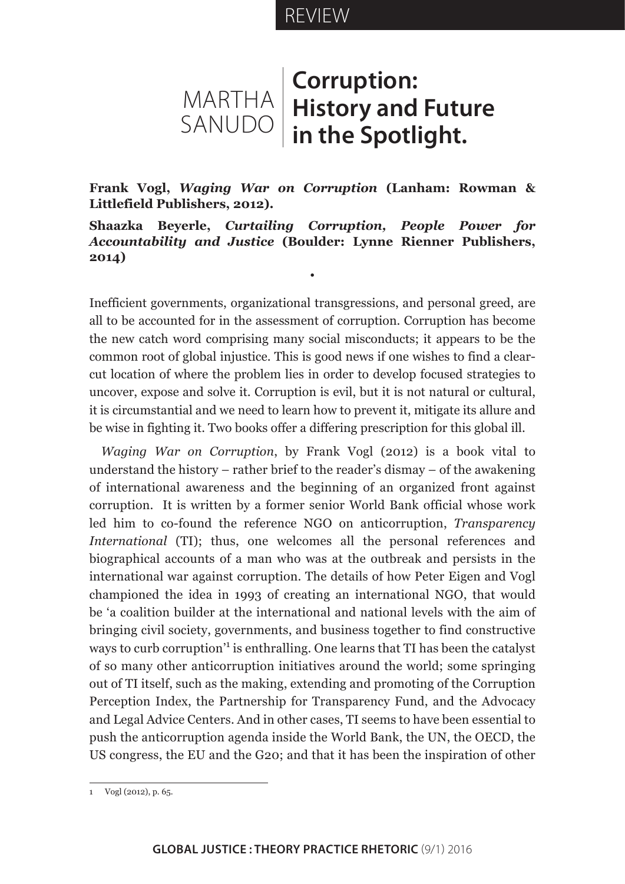REVIEW

MARTHA SANUDO

# Corruption: History and Future in the Spotlight.

**Frank Vogl, *Waging War on Corruption* (Lanham: Rowman & Littlefield Publishers, 2012).**

**Shaazka Beyerle, *Curtailing Corruption, People Power for Accountability and Justice* (Boulder: Lynne Rienner Publishers, 2014)**

•

Inefficient governments, organizational transgressions, and personal greed, are all to be accounted for in the assessment of corruption. Corruption has become the new catch word comprising many social misconducts; it appears to be the common root of global injustice. This is good news if one wishes to find a clear-cut location of where the problem lies in order to develop focused strategies to uncover, expose and solve it. Corruption is evil, but it is not natural or cultural, it is circumstantial and we need to learn how to prevent it, mitigate its allure and be wise in fighting it. Two books offer a differing prescription for this global ill.

*Waging War on Corruption*, by Frank Vogl (2012) is a book vital to understand the history – rather brief to the reader's dismay – of the awakening of international awareness and the beginning of an organized front against corruption. It is written by a former senior World Bank official whose work led him to co-found the reference NGO on anticorruption, *Transparency International* (TI); thus, one welcomes all the personal references and biographical accounts of a man who was at the outbreak and persists in the international war against corruption. The details of how Peter Eigen and Vogl championed the idea in 1993 of creating an international NGO, that would be 'a coalition builder at the international and national levels with the aim of bringing civil society, governments, and business together to find constructive ways to curb corruption'[1] is enthralling. One learns that TI has been the catalyst of so many other anticorruption initiatives around the world; some springing out of TI itself, such as the making, extending and promoting of the Corruption Perception Index, the Partnership for Transparency Fund, and the Advocacy and Legal Advice Centers. And in other cases, TI seems to have been essential to push the anticorruption agenda inside the World Bank, the UN, the OECD, the US congress, the EU and the G20; and that it has been the inspiration of other

---

1 Vogl (2012), p. 65.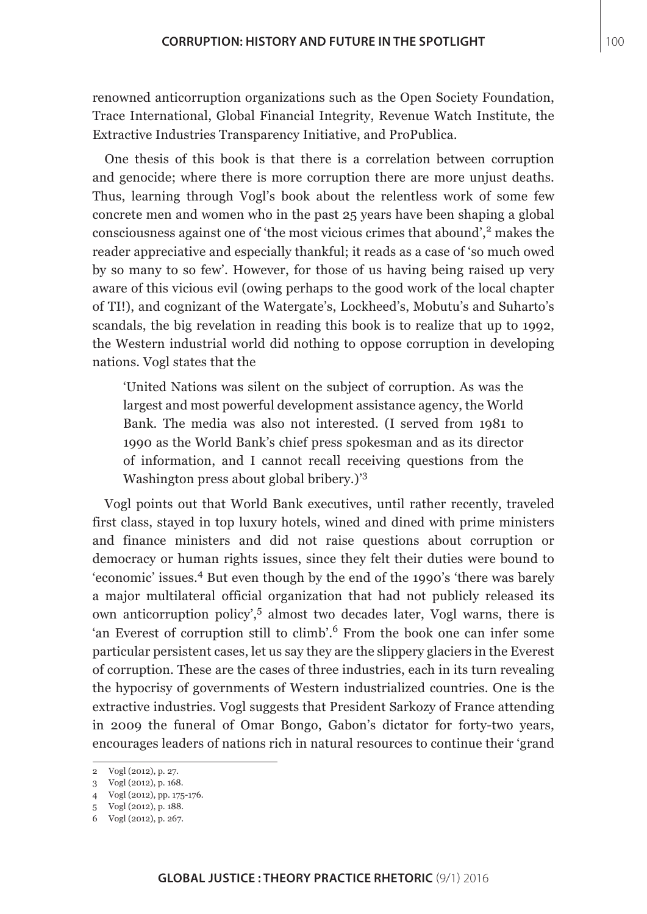renowned anticorruption organizations such as the Open Society Foundation, Trace International, Global Financial Integrity, Revenue Watch Institute, the Extractive Industries Transparency Initiative, and ProPublica.

One thesis of this book is that there is a correlation between corruption and genocide; where there is more corruption there are more unjust deaths. Thus, learning through Vogl's book about the relentless work of some few concrete men and women who in the past 25 years have been shaping a global consciousness against one of 'the most vicious crimes that abound',[2] makes the reader appreciative and especially thankful; it reads as a case of 'so much owed by so many to so few'. However, for those of us having being raised up very aware of this vicious evil (owing perhaps to the good work of the local chapter of TI!), and cognizant of the Watergate's, Lockheed's, Mobutu's and Suharto's scandals, the big revelation in reading this book is to realize that up to 1992, the Western industrial world did nothing to oppose corruption in developing nations. Vogl states that the

> 'United Nations was silent on the subject of corruption. As was the largest and most powerful development assistance agency, the World Bank. The media was also not interested. (I served from 1981 to 1990 as the World Bank's chief press spokesman and as its director of information, and I cannot recall receiving questions from the Washington press about global bribery.)'[3]

Vogl points out that World Bank executives, until rather recently, traveled first class, stayed in top luxury hotels, wined and dined with prime ministers and finance ministers and did not raise questions about corruption or democracy or human rights issues, since they felt their duties were bound to 'economic' issues.[4] But even though by the end of the 1990's 'there was barely a major multilateral official organization that had not publicly released its own anticorruption policy',[5] almost two decades later, Vogl warns, there is 'an Everest of corruption still to climb'.[6] From the book one can infer some particular persistent cases, let us say they are the slippery glaciers in the Everest of corruption. These are the cases of three industries, each in its turn revealing the hypocrisy of governments of Western industrialized countries. One is the extractive industries. Vogl suggests that President Sarkozy of France attending in 2009 the funeral of Omar Bongo, Gabon's dictator for forty-two years, encourages leaders of nations rich in natural resources to continue their 'grand

---

2 Vogl (2012), p. 27.

3 Vogl (2012), p. 168.

4 Vogl (2012), pp. 175-176.

5 Vogl (2012), p. 188.

6 Vogl (2012), p. 267.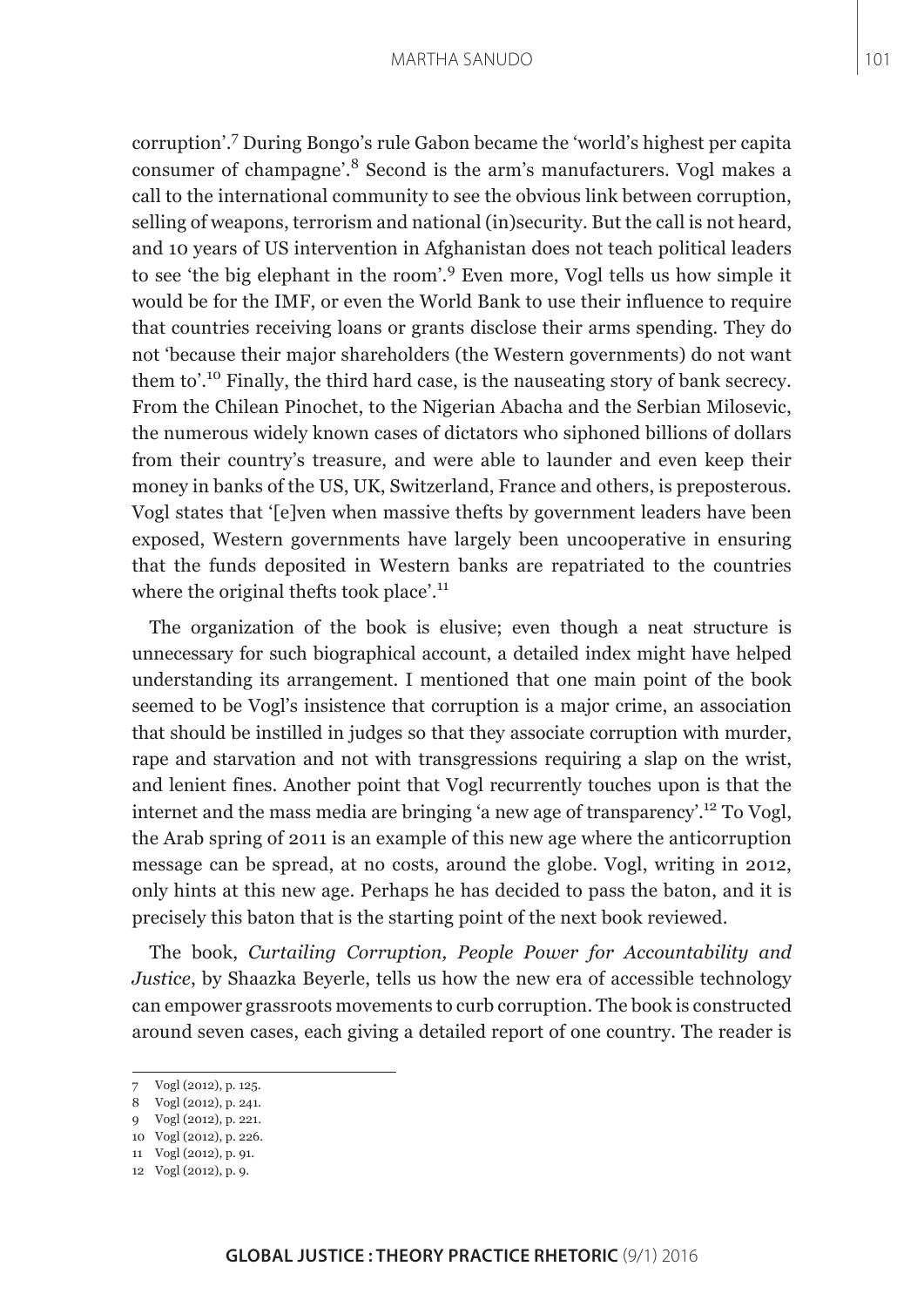corruption'.[7] During Bongo's rule Gabon became the 'world's highest per capita consumer of champagne'.[8] Second is the arm's manufacturers. Vogl makes a call to the international community to see the obvious link between corruption, selling of weapons, terrorism and national (in)security. But the call is not heard, and 10 years of US intervention in Afghanistan does not teach political leaders to see 'the big elephant in the room'.[9] Even more, Vogl tells us how simple it would be for the IMF, or even the World Bank to use their influence to require that countries receiving loans or grants disclose their arms spending. They do not 'because their major shareholders (the Western governments) do not want them to'.[10] Finally, the third hard case, is the nauseating story of bank secrecy. From the Chilean Pinochet, to the Nigerian Abacha and the Serbian Milosevic, the numerous widely known cases of dictators who siphoned billions of dollars from their country's treasure, and were able to launder and even keep their money in banks of the US, UK, Switzerland, France and others, is preposterous. Vogl states that '[e]ven when massive thefts by government leaders have been exposed, Western governments have largely been uncooperative in ensuring that the funds deposited in Western banks are repatriated to the countries where the original thefts took place'.[11]

The organization of the book is elusive; even though a neat structure is unnecessary for such biographical account, a detailed index might have helped understanding its arrangement. I mentioned that one main point of the book seemed to be Vogl's insistence that corruption is a major crime, an association that should be instilled in judges so that they associate corruption with murder, rape and starvation and not with transgressions requiring a slap on the wrist, and lenient fines. Another point that Vogl recurrently touches upon is that the internet and the mass media are bringing 'a new age of transparency'.[12] To Vogl, the Arab spring of 2011 is an example of this new age where the anticorruption message can be spread, at no costs, around the globe. Vogl, writing in 2012, only hints at this new age. Perhaps he has decided to pass the baton, and it is precisely this baton that is the starting point of the next book reviewed.

The book, *Curtailing Corruption, People Power for Accountability and Justice*, by Shaazka Beyerle, tells us how the new era of accessible technology can empower grassroots movements to curb corruption. The book is constructed around seven cases, each giving a detailed report of one country. The reader is

---

7 Vogl (2012), p. 125.

8 Vogl (2012), p. 241.

9 Vogl (2012), p. 221.

10 Vogl (2012), p. 226.

11 Vogl (2012), p. 91.

12 Vogl (2012), p. 9.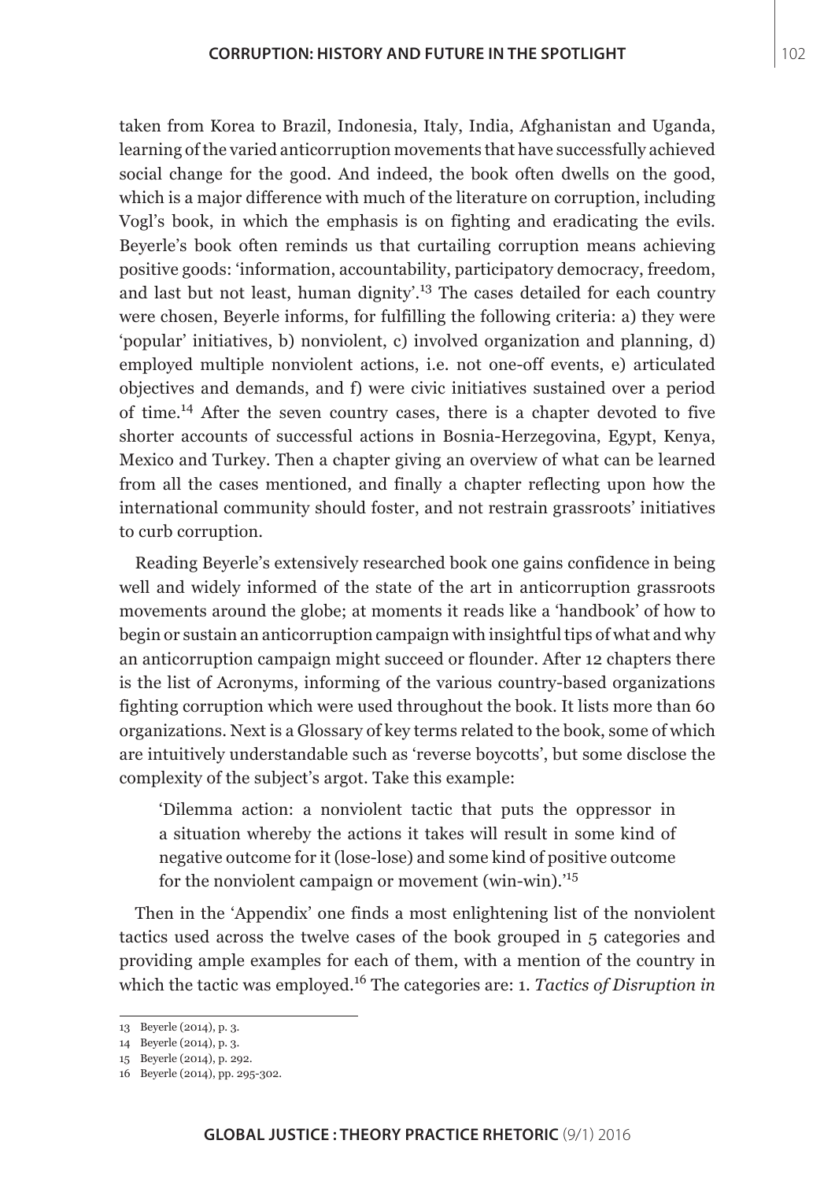taken from Korea to Brazil, Indonesia, Italy, India, Afghanistan and Uganda, learning of the varied anticorruption movements that have successfully achieved social change for the good. And indeed, the book often dwells on the good, which is a major difference with much of the literature on corruption, including Vogl's book, in which the emphasis is on fighting and eradicating the evils. Beyerle's book often reminds us that curtailing corruption means achieving positive goods: 'information, accountability, participatory democracy, freedom, and last but not least, human dignity'.[13] The cases detailed for each country were chosen, Beyerle informs, for fulfilling the following criteria: a) they were 'popular' initiatives, b) nonviolent, c) involved organization and planning, d) employed multiple nonviolent actions, i.e. not one-off events, e) articulated objectives and demands, and f) were civic initiatives sustained over a period of time.[14] After the seven country cases, there is a chapter devoted to five shorter accounts of successful actions in Bosnia-Herzegovina, Egypt, Kenya, Mexico and Turkey. Then a chapter giving an overview of what can be learned from all the cases mentioned, and finally a chapter reflecting upon how the international community should foster, and not restrain grassroots' initiatives to curb corruption.

Reading Beyerle's extensively researched book one gains confidence in being well and widely informed of the state of the art in anticorruption grassroots movements around the globe; at moments it reads like a 'handbook' of how to begin or sustain an anticorruption campaign with insightful tips of what and why an anticorruption campaign might succeed or flounder. After 12 chapters there is the list of Acronyms, informing of the various country-based organizations fighting corruption which were used throughout the book. It lists more than 60 organizations. Next is a Glossary of key terms related to the book, some of which are intuitively understandable such as 'reverse boycotts', but some disclose the complexity of the subject's argot. Take this example:

> 'Dilemma action: a nonviolent tactic that puts the oppressor in a situation whereby the actions it takes will result in some kind of negative outcome for it (lose-lose) and some kind of positive outcome for the nonviolent campaign or movement (win-win).'[15]

Then in the 'Appendix' one finds a most enlightening list of the nonviolent tactics used across the twelve cases of the book grouped in 5 categories and providing ample examples for each of them, with a mention of the country in which the tactic was employed.[16] The categories are: 1. *Tactics of Disruption in*

---

13 Beyerle (2014), p. 3.

14 Beyerle (2014), p. 3.

15 Beyerle (2014), p. 292.

16 Beyerle (2014), pp. 295-302.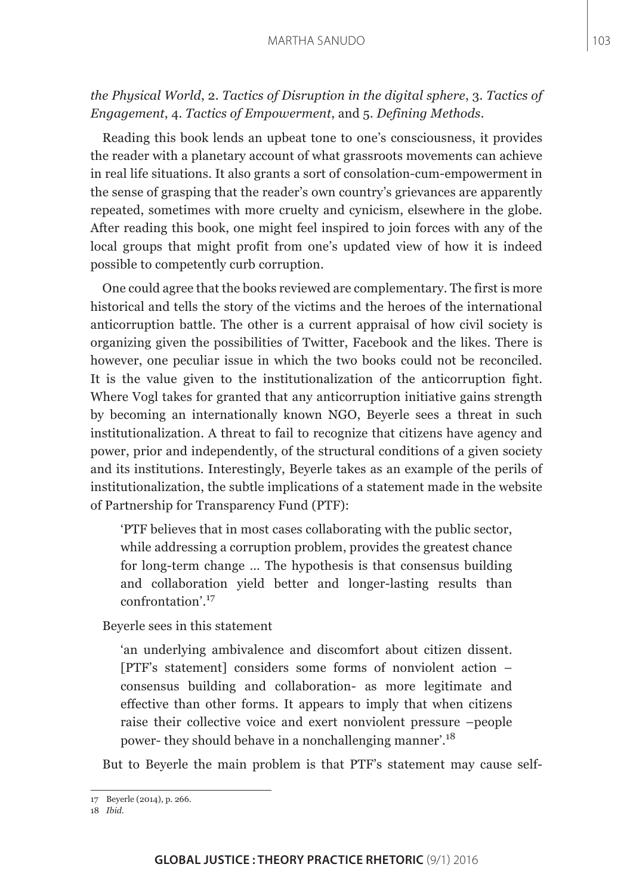*the Physical World*, 2. *Tactics of Disruption in the digital sphere*, 3. *Tactics of Engagement*, 4. *Tactics of Empowerment*, and 5. *Defining Methods*.

Reading this book lends an upbeat tone to one's consciousness, it provides the reader with a planetary account of what grassroots movements can achieve in real life situations. It also grants a sort of consolation-cum-empowerment in the sense of grasping that the reader's own country's grievances are apparently repeated, sometimes with more cruelty and cynicism, elsewhere in the globe. After reading this book, one might feel inspired to join forces with any of the local groups that might profit from one's updated view of how it is indeed possible to competently curb corruption.

One could agree that the books reviewed are complementary. The first is more historical and tells the story of the victims and the heroes of the international anticorruption battle. The other is a current appraisal of how civil society is organizing given the possibilities of Twitter, Facebook and the likes. There is however, one peculiar issue in which the two books could not be reconciled. It is the value given to the institutionalization of the anticorruption fight. Where Vogl takes for granted that any anticorruption initiative gains strength by becoming an internationally known NGO, Beyerle sees a threat in such institutionalization. A threat to fail to recognize that citizens have agency and power, prior and independently, of the structural conditions of a given society and its institutions. Interestingly, Beyerle takes as an example of the perils of institutionalization, the subtle implications of a statement made in the website of Partnership for Transparency Fund (PTF):

> 'PTF believes that in most cases collaborating with the public sector, while addressing a corruption problem, provides the greatest chance for long-term change ... The hypothesis is that consensus building and collaboration yield better and longer-lasting results than confrontation'.[17]

Beyerle sees in this statement

> 'an underlying ambivalence and discomfort about citizen dissent. [PTF's statement] considers some forms of nonviolent action – consensus building and collaboration- as more legitimate and effective than other forms. It appears to imply that when citizens raise their collective voice and exert nonviolent pressure –people power- they should behave in a nonchallenging manner'.[18]

But to Beyerle the main problem is that PTF's statement may cause self-

---

17 Beyerle (2014), p. 266.

18 *Ibid.*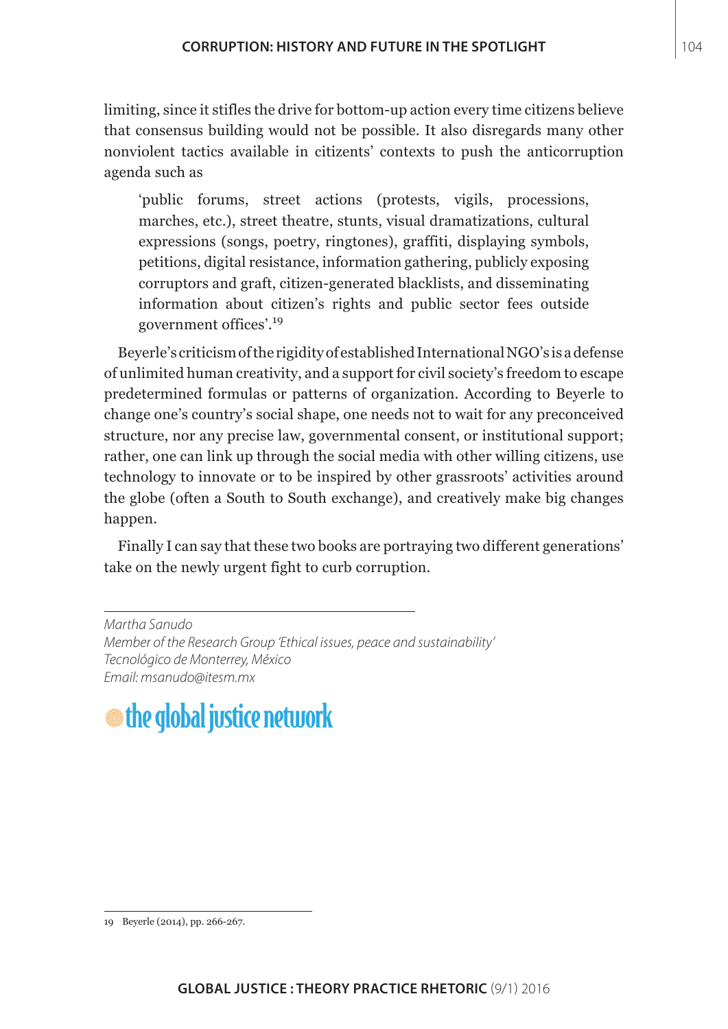limiting, since it stifles the drive for bottom-up action every time citizens believe that consensus building would not be possible. It also disregards many other nonviolent tactics available in citizents' contexts to push the anticorruption agenda such as

> 'public forums, street actions (protests, vigils, processions, marches, etc.), street theatre, stunts, visual dramatizations, cultural expressions (songs, poetry, ringtones), graffiti, displaying symbols, petitions, digital resistance, information gathering, publicly exposing corruptors and graft, citizen-generated blacklists, and disseminating information about citizen's rights and public sector fees outside government offices'.[19]

Beyerle's criticism of the rigidity of established International NGO's is a defense of unlimited human creativity, and a support for civil society's freedom to escape predetermined formulas or patterns of organization. According to Beyerle to change one's country's social shape, one needs not to wait for any preconceived structure, nor any precise law, governmental consent, or institutional support; rather, one can link up through the social media with other willing citizens, use technology to innovate or to be inspired by other grassroots' activities around the globe (often a South to South exchange), and creatively make big changes happen.

Finally I can say that these two books are portraying two different generations' take on the newly urgent fight to curb corruption.

---

*Martha Sanudo*
*Member of the Research Group 'Ethical issues, peace and sustainability'*
*Tecnológico de Monterrey, México*
*Email: msanudo@itesm.mx*

the global justice network

---

19 Beyerle (2014), pp. 266-267.